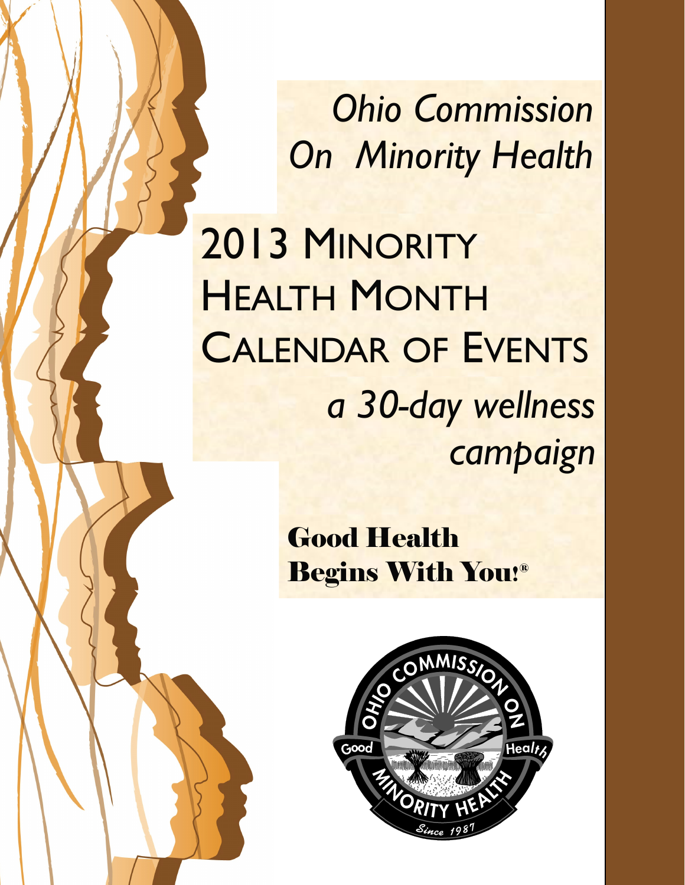*Ohio Commission On Minority Health*

# 2013 Minority Health Month Calendar of Events

*a 30-day wellness campaign*

**Good Health Begins With You!®**

OHIO COMMISSION ON MINORITY HEALTH

Good Health

Since 1987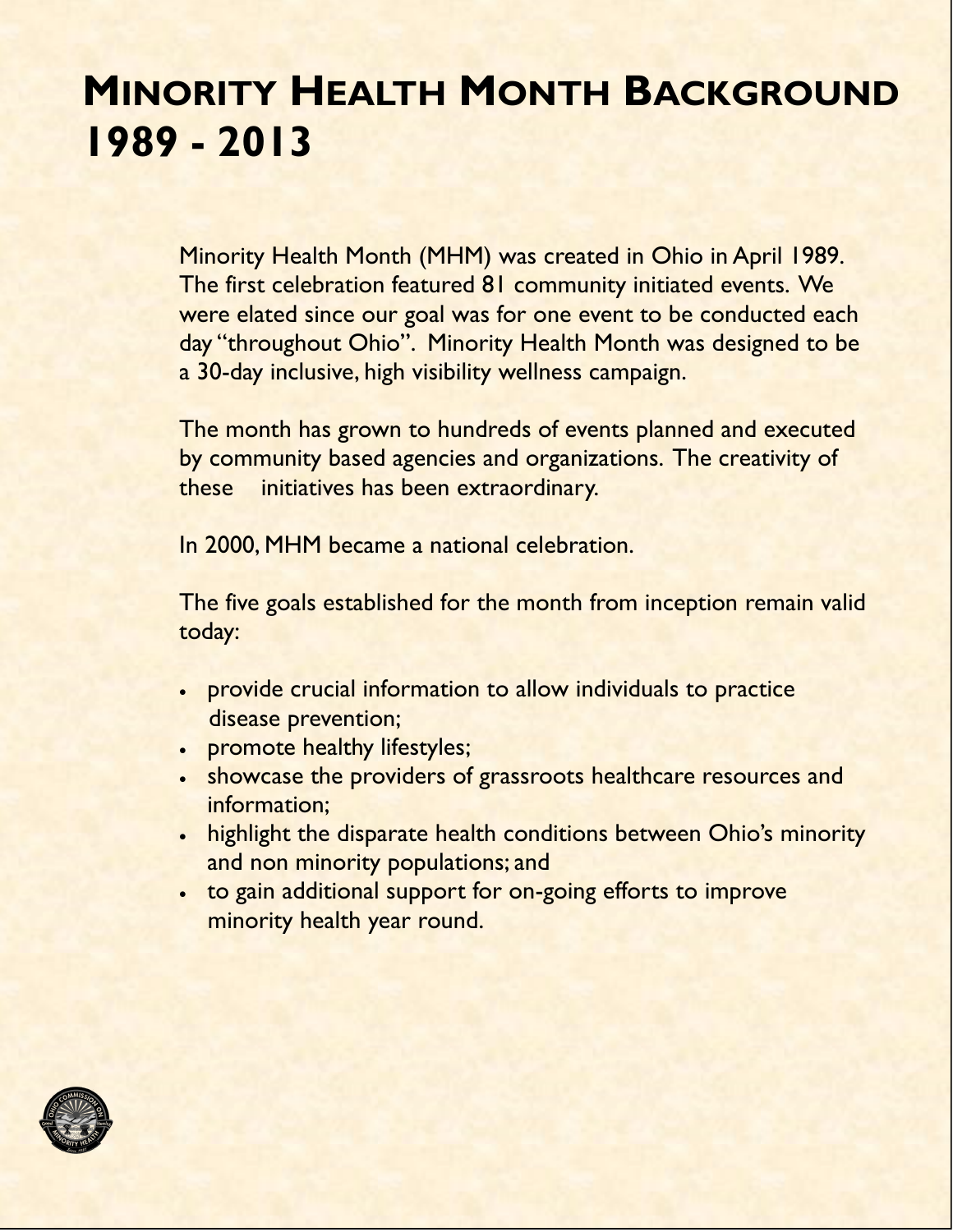# Minority Health Month Background 1989 - 2013

Minority Health Month (MHM) was created in Ohio in April 1989. The first celebration featured 81 community initiated events. We were elated since our goal was for one event to be conducted each day "throughout Ohio". Minority Health Month was designed to be a 30-day inclusive, high visibility wellness campaign.

The month has grown to hundreds of events planned and executed by community based agencies and organizations. The creativity of these initiatives has been extraordinary.

In 2000, MHM became a national celebration.

The five goals established for the month from inception remain valid today:

- provide crucial information to allow individuals to practice disease prevention;
- promote healthy lifestyles;
- showcase the providers of grassroots healthcare resources and information;
- highlight the disparate health conditions between Ohio's minority and non minority populations; and
- to gain additional support for on-going efforts to improve minority health year round.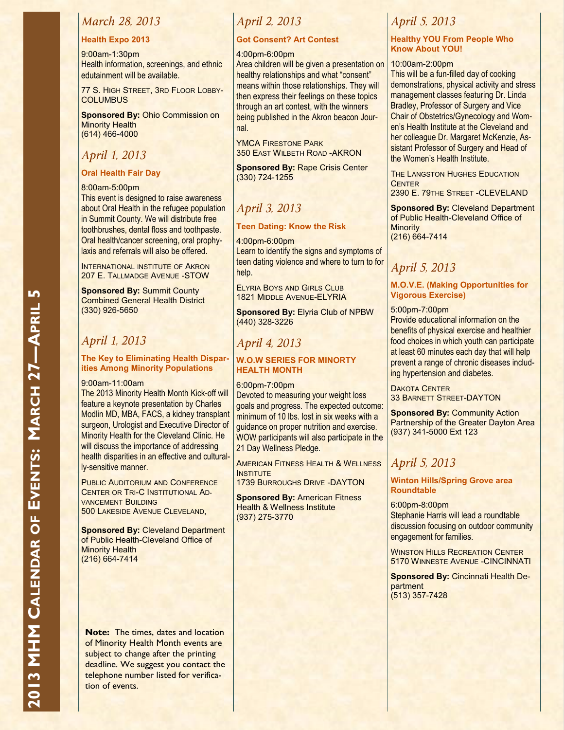# 2013 MHM Calendar of Events: March 27—April 5

## *March 28, 2013*

### Health Expo 2013

9:00am-1:30pm
Health information, screenings, and ethnic edutainment will be available.

77 S. High Street, 3rd Floor Lobby-Columbus

**Sponsored By:** Ohio Commission on Minority Health
(614) 466-4000

## *April 1, 2013*

### Oral Health Fair Day

8:00am-5:00pm
This event is designed to raise awareness about Oral Health in the refugee population in Summit County. We will distribute free toothbrushes, dental floss and toothpaste. Oral health/cancer screening, oral prophylaxis and referrals will also be offered.

International institute of Akron
207 E. Tallmadge Avenue -STOW

**Sponsored By:** Summit County Combined General Health District
(330) 926-5650

## *April 1, 2013*

### The Key to Eliminating Health Disparities Among Minority Populations

9:00am-11:00am
The 2013 Minority Health Month Kick-off will feature a keynote presentation by Charles Modlin MD, MBA, FACS, a kidney transplant surgeon, Urologist and Executive Director of Minority Health for the Cleveland Clinic. He will discuss the importance of addressing health disparities in an effective and culturally-sensitive manner.

Public Auditorium and Conference Center or Tri-C Institutional Advancement Building
500 Lakeside Avenue Cleveland,

**Sponsored By:** Cleveland Department of Public Health-Cleveland Office of Minority Health
(216) 664-7414

**Note:** The times, dates and location of Minority Health Month events are subject to change after the printing deadline. We suggest you contact the telephone number listed for verification of events.

## *April 2, 2013*

### Got Consent? Art Contest

4:00pm-6:00pm
Area children will be given a presentation on healthy relationships and what "consent" means within those relationships. They will then express their feelings on these topics through an art contest, with the winners being published in the Akron beacon Journal.

YMCA Firestone Park
350 East Wilbeth Road -AKRON

**Sponsored By:** Rape Crisis Center
(330) 724-1255

## *April 3, 2013*

### Teen Dating: Know the Risk

4:00pm-6:00pm
Learn to identify the signs and symptoms of teen dating violence and where to turn to for help.

Elyria Boys and Girls Club
1821 Middle Avenue-ELYRIA

**Sponsored By:** Elyria Club of NPBW
(440) 328-3226

## *April 4, 2013*

### W.O.W SERIES FOR MINORTY HEALTH MONTH

6:00pm-7:00pm
Devoted to measuring your weight loss goals and progress. The expected outcome: minimum of 10 lbs. lost in six weeks with a guidance on proper nutrition and exercise. WOW participants will also participate in the 21 Day Wellness Pledge.

American Fitness Health & Wellness Institute
1739 Burroughs Drive -DAYTON

**Sponsored By:** American Fitness Health & Wellness Institute
(937) 275-3770

## *April 5, 2013*

### Healthy YOU From People Who Know About YOU!

10:00am-2:00pm
This will be a fun-filled day of cooking demonstrations, physical activity and stress management classes featuring Dr. Linda Bradley, Professor of Surgery and Vice Chair of Obstetrics/Gynecology and Women's Health Institute at the Cleveland and her colleague Dr. Margaret McKenzie, Assistant Professor of Surgery and Head of the Women's Health Institute.

The Langston Hughes Education Center
2390 E. 79the Street -CLEVELAND

**Sponsored By:** Cleveland Department of Public Health-Cleveland Office of Minority
(216) 664-7414

## *April 5, 2013*

### M.O.V.E. (Making Opportunities for Vigorous Exercise)

5:00pm-7:00pm
Provide educational information on the benefits of physical exercise and healthier food choices in which youth can participate at least 60 minutes each day that will help prevent a range of chronic diseases including hypertension and diabetes.

Dakota Center
33 Barnett Street-DAYTON

**Sponsored By:** Community Action Partnership of the Greater Dayton Area
(937) 341-5000 Ext 123

## *April 5, 2013*

### Winton Hills/Spring Grove area Roundtable

6:00pm-8:00pm
Stephanie Harris will lead a roundtable discussion focusing on outdoor community engagement for families.

Winston Hills Recreation Center
5170 Winneste Avenue -CINCINNATI

**Sponsored By:** Cincinnati Health Department
(513) 357-7428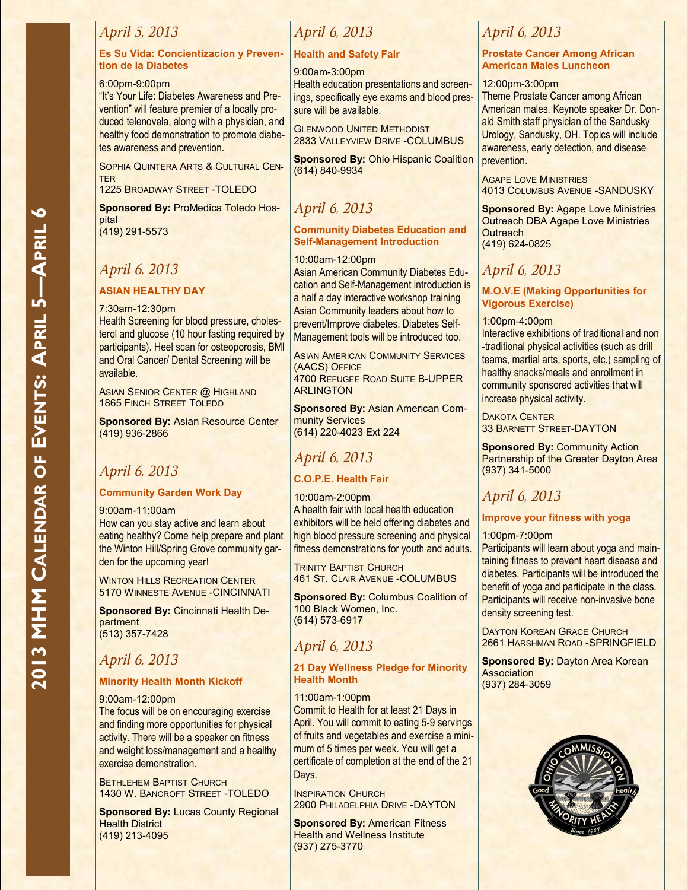# 2013 MHM Calendar of Events: April 5—April 6

## April 5, 2013

### Es Su Vida: Concientizacion y Prevention de la Diabetes

6:00pm-9:00pm
"It's Your Life: Diabetes Awareness and Prevention" will feature premier of a locally produced telenovela, along with a physician, and healthy food demonstration to promote diabetes awareness and prevention.

Sophia Quintera Arts & Cultural Center
1225 Broadway Street -TOLEDO

**Sponsored By:** ProMedica Toledo Hospital
(419) 291-5573

## April 6, 2013

### ASIAN HEALTHY DAY

7:30am-12:30pm
Health Screening for blood pressure, cholesterol and glucose (10 hour fasting required by participants). Heel scan for osteoporosis, BMI and Oral Cancer/ Dental Screening will be available.

Asian Senior Center @ Highland
1865 Finch Street Toledo

**Sponsored By:** Asian Resource Center
(419) 936-2866

## April 6, 2013

### Community Garden Work Day

9:00am-11:00am
How can you stay active and learn about eating healthy? Come help prepare and plant the Winton Hill/Spring Grove community garden for the upcoming year!

Winton Hills Recreation Center
5170 Winneste Avenue -CINCINNATI

**Sponsored By:** Cincinnati Health Department
(513) 357-7428

## April 6, 2013

### Minority Health Month Kickoff

9:00am-12:00pm
The focus will be on encouraging exercise and finding more opportunities for physical activity. There will be a speaker on fitness and weight loss/management and a healthy exercise demonstration.

Bethlehem Baptist Church
1430 W. Bancroft Street -TOLEDO

**Sponsored By:** Lucas County Regional Health District
(419) 213-4095

## April 6, 2013

### Health and Safety Fair

9:00am-3:00pm
Health education presentations and screenings, specifically eye exams and blood pressure will be available.

Glenwood United Methodist
2833 Valleyview Drive -COLUMBUS

**Sponsored By:** Ohio Hispanic Coalition
(614) 840-9934

## April 6, 2013

### Community Diabetes Education and Self-Management Introduction

10:00am-12:00pm
Asian American Community Diabetes Education and Self-Management introduction is a half a day interactive workshop training Asian Community leaders about how to prevent/Improve diabetes. Diabetes Self-Management tools will be introduced too.

Asian American Community Services (AACS) Office
4700 Refugee Road Suite B-UPPER ARLINGTON

**Sponsored By:** Asian American Community Services
(614) 220-4023 Ext 224

## April 6, 2013

### C.O.P.E. Health Fair

10:00am-2:00pm
A health fair with local health education exhibitors will be held offering diabetes and high blood pressure screening and physical fitness demonstrations for youth and adults.

Trinity Baptist Church
461 St. Clair Avenue -COLUMBUS

**Sponsored By:** Columbus Coalition of 100 Black Women, Inc.
(614) 573-6917

## April 6, 2013

### 21 Day Wellness Pledge for Minority Health Month

11:00am-1:00pm
Commit to Health for at least 21 Days in April. You will commit to eating 5-9 servings of fruits and vegetables and exercise a minimum of 5 times per week. You will get a certificate of completion at the end of the 21 Days.

Inspiration Church
2900 Philadelphia Drive -DAYTON

**Sponsored By:** American Fitness Health and Wellness Institute
(937) 275-3770

## April 6, 2013

### Prostate Cancer Among African American Males Luncheon

12:00pm-3:00pm
Theme Prostate Cancer among African American males. Keynote speaker Dr. Donald Smith staff physician of the Sandusky Urology, Sandusky, OH. Topics will include awareness, early detection, and disease prevention.

Agape Love Ministries
4013 Columbus Avenue -SANDUSKY

**Sponsored By:** Agape Love Ministries Outreach DBA Agape Love Ministries Outreach
(419) 624-0825

## April 6, 2013

### M.O.V.E (Making Opportunities for Vigorous Exercise)

1:00pm-4:00pm
Interactive exhibitions of traditional and non-traditional physical activities (such as drill teams, martial arts, sports, etc.) sampling of healthy snacks/meals and enrollment in community sponsored activities that will increase physical activity.

Dakota Center
33 Barnett Street-DAYTON

**Sponsored By:** Community Action Partnership of the Greater Dayton Area
(937) 341-5000

## April 6, 2013

### Improve your fitness with yoga

1:00pm-7:00pm
Participants will learn about yoga and maintaining fitness to prevent heart disease and diabetes. Participants will be introduced the benefit of yoga and participate in the class. Participants will receive non-invasive bone density screening test.

Dayton Korean Grace Church
2661 Harshman Road -SPRINGFIELD

**Sponsored By:** Dayton Area Korean Association
(937) 284-3059

Ohio Commission on Minority Health — Good Health — Since 1987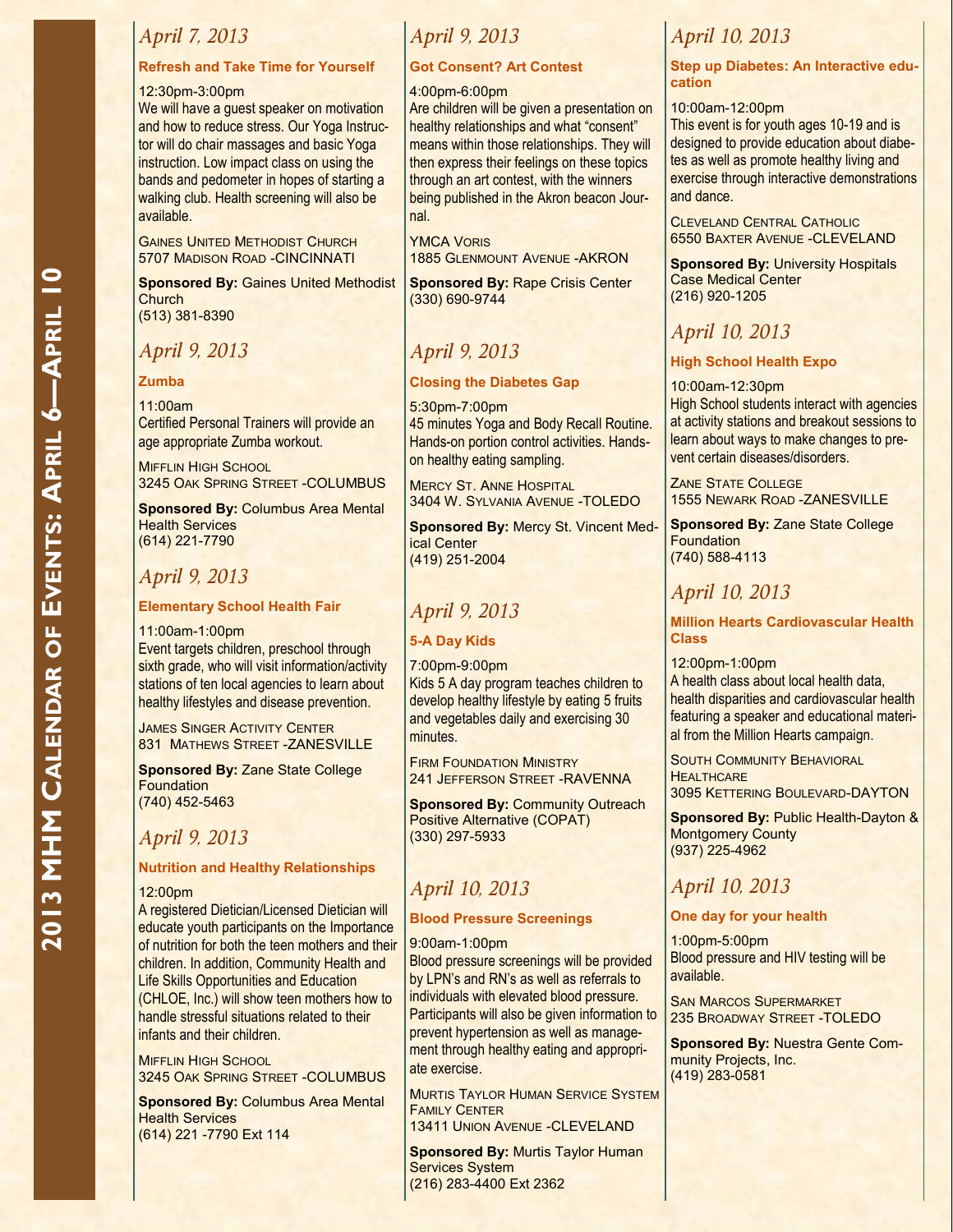# 2013 MHM Calendar of Events: April 6—April 10

## *April 7, 2013*

### Refresh and Take Time for Yourself

12:30pm-3:00pm

We will have a guest speaker on motivation and how to reduce stress. Our Yoga Instructor will do chair massages and basic Yoga instruction. Low impact class on using the bands and pedometer in hopes of starting a walking club. Health screening will also be available.

Gaines United Methodist Church
5707 Madison Road -CINCINNATI

**Sponsored By:** Gaines United Methodist Church
(513) 381-8390

## *April 9, 2013*

### Zumba

11:00am

Certified Personal Trainers will provide an age appropriate Zumba workout.

Mifflin High School
3245 Oak Spring Street -COLUMBUS

**Sponsored By:** Columbus Area Mental Health Services
(614) 221-7790

## *April 9, 2013*

### Elementary School Health Fair

11:00am-1:00pm

Event targets children, preschool through sixth grade, who will visit information/activity stations of ten local agencies to learn about healthy lifestyles and disease prevention.

James Singer Activity Center
831 Mathews Street -ZANESVILLE

**Sponsored By:** Zane State College Foundation
(740) 452-5463

## *April 9, 2013*

### Nutrition and Healthy Relationships

12:00pm

A registered Dietician/Licensed Dietician will educate youth participants on the Importance of nutrition for both the teen mothers and their children. In addition, Community Health and Life Skills Opportunities and Education (CHLOE, Inc.) will show teen mothers how to handle stressful situations related to their infants and their children.

Mifflin High School
3245 Oak Spring Street -COLUMBUS

**Sponsored By:** Columbus Area Mental Health Services
(614) 221 -7790 Ext 114

## *April 9, 2013*

### Got Consent? Art Contest

4:00pm-6:00pm

Are children will be given a presentation on healthy relationships and what "consent" means within those relationships. They will then express their feelings on these topics through an art contest, with the winners being published in the Akron beacon Journal.

YMCA Voris
1885 Glenmount Avenue -AKRON

**Sponsored By:** Rape Crisis Center
(330) 690-9744

## *April 9, 2013*

### Closing the Diabetes Gap

5:30pm-7:00pm

45 minutes Yoga and Body Recall Routine. Hands-on portion control activities. Hands-on healthy eating sampling.

Mercy St. Anne Hospital
3404 W. Sylvania Avenue -TOLEDO

**Sponsored By:** Mercy St. Vincent Medical Center
(419) 251-2004

## *April 9, 2013*

### 5-A Day Kids

7:00pm-9:00pm

Kids 5 A day program teaches children to develop healthy lifestyle by eating 5 fruits and vegetables daily and exercising 30 minutes.

Firm Foundation Ministry
241 Jefferson Street -RAVENNA

**Sponsored By:** Community Outreach Positive Alternative (COPAT)
(330) 297-5933

## *April 10, 2013*

### Blood Pressure Screenings

9:00am-1:00pm

Blood pressure screenings will be provided by LPN's and RN's as well as referrals to individuals with elevated blood pressure. Participants will also be given information to prevent hypertension as well as management through healthy eating and appropriate exercise.

Murtis Taylor Human Service System Family Center
13411 Union Avenue -CLEVELAND

**Sponsored By:** Murtis Taylor Human Services System
(216) 283-4400 Ext 2362

## *April 10, 2013*

### Step up Diabetes: An Interactive education

10:00am-12:00pm

This event is for youth ages 10-19 and is designed to provide education about diabetes as well as promote healthy living and exercise through interactive demonstrations and dance.

Cleveland Central Catholic
6550 Baxter Avenue -CLEVELAND

**Sponsored By:** University Hospitals Case Medical Center
(216) 920-1205

## *April 10, 2013*

### High School Health Expo

10:00am-12:30pm

High School students interact with agencies at activity stations and breakout sessions to learn about ways to make changes to prevent certain diseases/disorders.

Zane State College
1555 Newark Road -ZANESVILLE

**Sponsored By:** Zane State College Foundation
(740) 588-4113

## *April 10, 2013*

### Million Hearts Cardiovascular Health Class

12:00pm-1:00pm

A health class about local health data, health disparities and cardiovascular health featuring a speaker and educational material from the Million Hearts campaign.

South Community Behavioral Healthcare
3095 Kettering Boulevard-DAYTON

**Sponsored By:** Public Health-Dayton & Montgomery County
(937) 225-4962

## *April 10, 2013*

### One day for your health

1:00pm-5:00pm

Blood pressure and HIV testing will be available.

San Marcos Supermarket
235 Broadway Street -TOLEDO

**Sponsored By:** Nuestra Gente Community Projects, Inc.
(419) 283-0581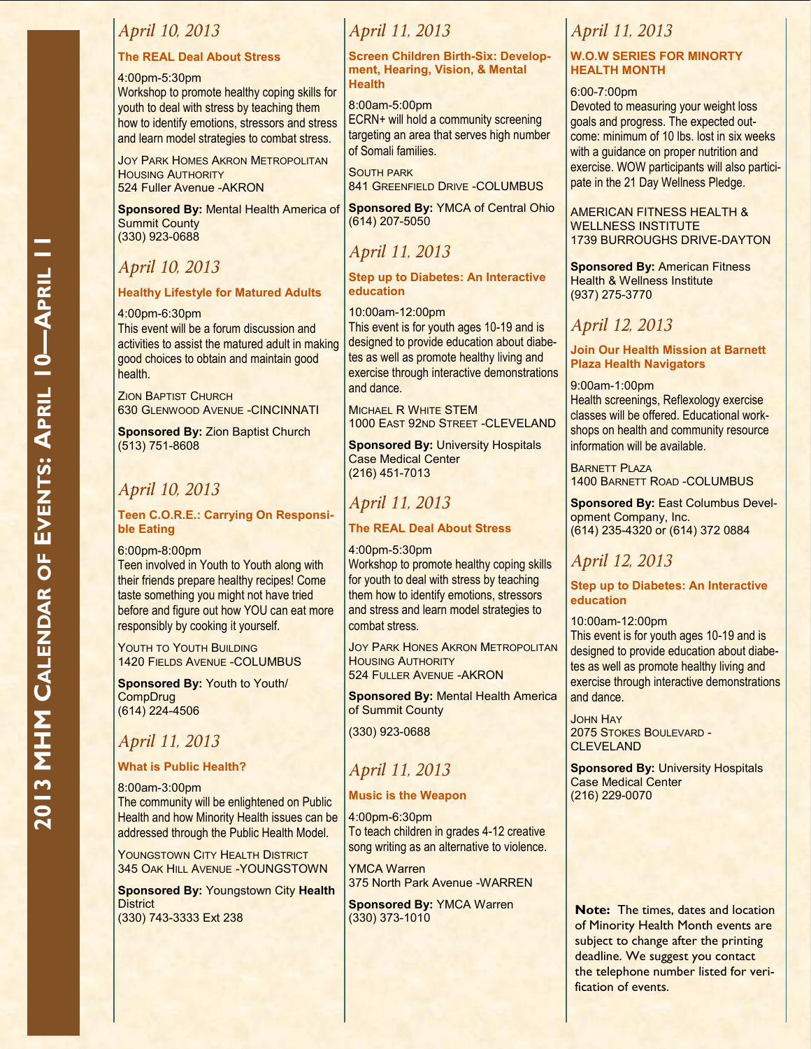# 2013 MHM Calendar of Events: April 10—April 11

## *April 10, 2013*

### The REAL Deal About Stress

4:00pm-5:30pm
Workshop to promote healthy coping skills for youth to deal with stress by teaching them how to identify emotions, stressors and stress and learn model strategies to combat stress.

Joy Park Homes Akron Metropolitan Housing Authority
524 Fuller Avenue -AKRON

**Sponsored By:** Mental Health America of Summit County
(330) 923-0688

## *April 10, 2013*

### Healthy Lifestyle for Matured Adults

4:00pm-6:30pm
This event will be a forum discussion and activities to assist the matured adult in making good choices to obtain and maintain good health.

Zion Baptist Church
630 Glenwood Avenue -CINCINNATI

**Sponsored By:** Zion Baptist Church
(513) 751-8608

## *April 10, 2013*

### Teen C.O.R.E.: Carrying On Responsible Eating

6:00pm-8:00pm
Teen involved in Youth to Youth along with their friends prepare healthy recipes! Come taste something you might not have tried before and figure out how YOU can eat more responsibly by cooking it yourself.

Youth to Youth Building
1420 Fields Avenue -COLUMBUS

**Sponsored By:** Youth to Youth/ CompDrug
(614) 224-4506

## *April 11, 2013*

### What is Public Health?

8:00am-3:00pm
The community will be enlightened on Public Health and how Minority Health issues can be addressed through the Public Health Model.

Youngstown City Health District
345 Oak Hill Avenue -YOUNGSTOWN

**Sponsored By:** Youngstown City **Health** District
(330) 743-3333 Ext 238

## *April 11, 2013*

### Screen Children Birth-Six: Development, Hearing, Vision, & Mental Health

8:00am-5:00pm
ECRN+ will hold a community screening targeting an area that serves high number of Somali families.

South park
841 Greenfield Drive -COLUMBUS

**Sponsored By:** YMCA of Central Ohio
(614) 207-5050

## *April 11, 2013*

### Step up to Diabetes: An Interactive education

10:00am-12:00pm
This event is for youth ages 10-19 and is designed to provide education about diabetes as well as promote healthy living and exercise through interactive demonstrations and dance.

Michael R White STEM
1000 East 92nd Street -CLEVELAND

**Sponsored By:** University Hospitals Case Medical Center
(216) 451-7013

## *April 11, 2013*

### The REAL Deal About Stress

4:00pm-5:30pm
Workshop to promote healthy coping skills for youth to deal with stress by teaching them how to identify emotions, stressors and stress and learn model strategies to combat stress.

Joy Park Hones Akron Metropolitan Housing Authority
524 Fuller Avenue -AKRON

**Sponsored By:** Mental Health America of Summit County

(330) 923-0688

## *April 11, 2013*

### Music is the Weapon

4:00pm-6:30pm
To teach children in grades 4-12 creative song writing as an alternative to violence.

YMCA Warren
375 North Park Avenue -WARREN

**Sponsored By:** YMCA Warren
(330) 373-1010

## *April 11, 2013*

### W.O.W SERIES FOR MINOTRY HEALTH MONTH

6:00-7:00pm
Devoted to measuring your weight loss goals and progress. The expected outcome: minimum of 10 lbs. lost in six weeks with a guidance on proper nutrition and exercise. WOW participants will also participate in the 21 Day Wellness Pledge.

AMERICAN FITNESS HEALTH & WELLNESS INSTITUTE
1739 BURROUGHS DRIVE-DAYTON

**Sponsored By:** American Fitness Health & Wellness Institute
(937) 275-3770

## *April 12, 2013*

### Join Our Health Mission at Barnett Plaza Health Navigators

9:00am-1:00pm
Health screenings, Reflexology exercise classes will be offered. Educational workshops on health and community resource information will be available.

Barnett Plaza
1400 Barnett Road -COLUMBUS

**Sponsored By:** East Columbus Development Company, Inc.
(614) 235-4320 or (614) 372 0884

## *April 12, 2013*

### Step up to Diabetes: An Interactive education

10:00am-12:00pm
This event is for youth ages 10-19 and is designed to provide education about diabetes as well as promote healthy living and exercise through interactive demonstrations and dance.

John Hay
2075 Stokes Boulevard - CLEVELAND

**Sponsored By:** University Hospitals Case Medical Center
(216) 229-0070

**Note:** The times, dates and location of Minority Health Month events are subject to change after the printing deadline. We suggest you contact the telephone number listed for verification of events.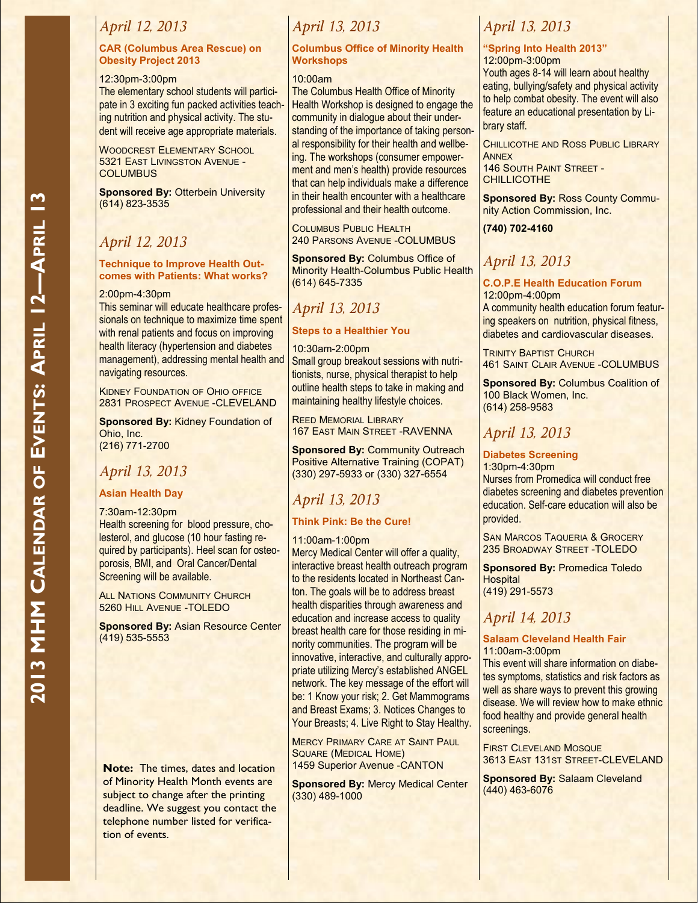# 2013 MHM Calendar of Events: April 12—April 13

## *April 12, 2013*

### CAR (Columbus Area Rescue) on Obesity Project 2013

12:30pm-3:00pm

The elementary school students will participate in 3 exciting fun packed activities teaching nutrition and physical activity. The student will receive age appropriate materials.

Woodcrest Elementary School
5321 East Livingston Avenue - COLUMBUS

**Sponsored By:** Otterbein University
(614) 823-3535

## *April 12, 2013*

### Technique to Improve Health Outcomes with Patients: What works?

2:00pm-4:30pm

This seminar will educate healthcare professionals on technique to maximize time spent with renal patients and focus on improving health literacy (hypertension and diabetes management), addressing mental health and navigating resources.

Kidney Foundation of Ohio office
2831 Prospect Avenue -CLEVELAND

**Sponsored By:** Kidney Foundation of Ohio, Inc.
(216) 771-2700

## *April 13, 2013*

### Asian Health Day

7:30am-12:30pm

Health screening for blood pressure, cholesterol, and glucose (10 hour fasting required by participants). Heel scan for osteoporosis, BMI, and Oral Cancer/Dental Screening will be available.

All Nations Community Church
5260 Hill Avenue -TOLEDO

**Sponsored By:** Asian Resource Center
(419) 535-5553

**Note:** The times, dates and location of Minority Health Month events are subject to change after the printing deadline. We suggest you contact the telephone number listed for verification of events.

## *April 13, 2013*

### Columbus Office of Minority Health Workshops

10:00am

The Columbus Health Office of Minority Health Workshop is designed to engage the community in dialogue about their understanding of the importance of taking personal responsibility for their health and wellbeing. The workshops (consumer empowerment and men's health) provide resources that can help individuals make a difference in their health encounter with a healthcare professional and their health outcome.

Columbus Public Health
240 Parsons Avenue -COLUMBUS

**Sponsored By:** Columbus Office of Minority Health-Columbus Public Health
(614) 645-7335

## *April 13, 2013*

### Steps to a Healthier You

10:30am-2:00pm

Small group breakout sessions with nutritionists, nurse, physical therapist to help outline health steps to take in making and maintaining healthy lifestyle choices.

Reed Memorial Library
167 East Main Street -RAVENNA

**Sponsored By:** Community Outreach Positive Alternative Training (COPAT)
(330) 297-5933 or (330) 327-6554

## *April 13, 2013*

### Think Pink: Be the Cure!

11:00am-1:00pm

Mercy Medical Center will offer a quality, interactive breast health outreach program to the residents located in Northeast Canton. The goals will be to address breast health disparities through awareness and education and increase access to quality breast health care for those residing in minority communities. The program will be innovative, interactive, and culturally appropriate utilizing Mercy's established ANGEL network. The key message of the effort will be: 1 Know your risk; 2. Get Mammograms and Breast Exams; 3. Notices Changes to Your Breasts; 4. Live Right to Stay Healthy.

Mercy Primary Care at Saint Paul Square (Medical Home)
1459 Superior Avenue -CANTON

**Sponsored By:** Mercy Medical Center
(330) 489-1000

## *April 13, 2013*

### "Spring Into Health 2013"

12:00pm-3:00pm

Youth ages 8-14 will learn about healthy eating, bullying/safety and physical activity to help combat obesity. The event will also feature an educational presentation by Library staff.

Chillicothe and Ross Public Library Annex
146 South Paint Street - CHILLICOTHE

**Sponsored By:** Ross County Community Action Commission, Inc.

**(740) 702-4160**

## *April 13, 2013*

### C.O.P.E Health Education Forum

12:00pm-4:00pm

A community health education forum featuring speakers on nutrition, physical fitness, diabetes and cardiovascular diseases.

Trinity Baptist Church
461 Saint Clair Avenue -COLUMBUS

**Sponsored By:** Columbus Coalition of 100 Black Women, Inc.
(614) 258-9583

## *April 13, 2013*

### Diabetes Screening

1:30pm-4:30pm

Nurses from Promedica will conduct free diabetes screening and diabetes prevention education. Self-care education will also be provided.

San Marcos Taqueria & Grocery
235 Broadway Street -TOLEDO

**Sponsored By:** Promedica Toledo Hospital
(419) 291-5573

## *April 14, 2013*

### Salaam Cleveland Health Fair

11:00am-3:00pm

This event will share information on diabetes symptoms, statistics and risk factors as well as share ways to prevent this growing disease. We will review how to make ethnic food healthy and provide general health screenings.

First Cleveland Mosque
3613 East 131st Street-CLEVELAND

**Sponsored By:** Salaam Cleveland
(440) 463-6076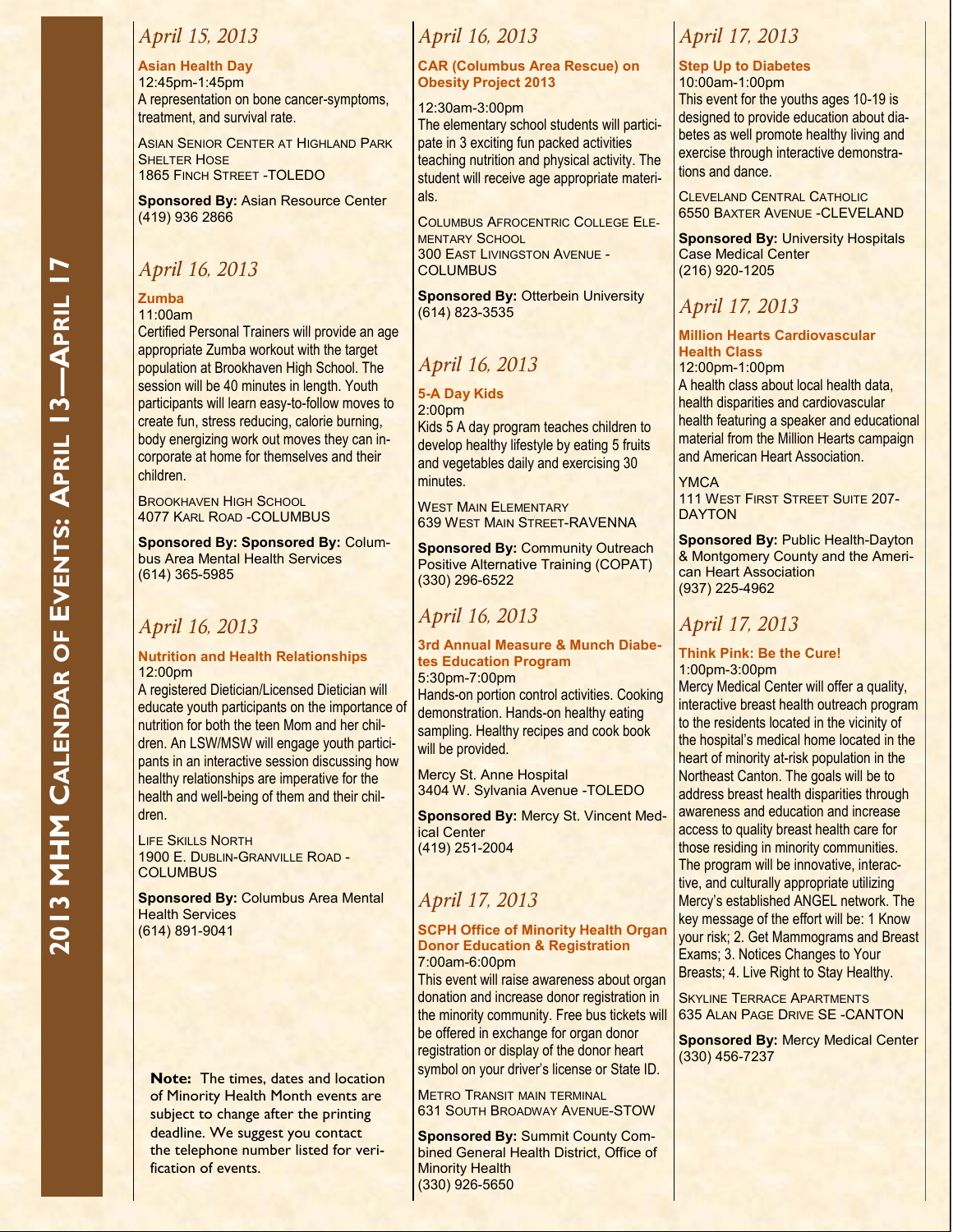# 2013 MHM Calendar of Events: April 13—April 17

## *April 15, 2013*

**Asian Health Day**
12:45pm-1:45pm
A representation on bone cancer-symptoms, treatment, and survival rate.

Asian Senior Center at Highland Park Shelter Hose
1865 Finch Street -TOLEDO

**Sponsored By:** Asian Resource Center
(419) 936 2866

## *April 16, 2013*

**Zumba**
11:00am
Certified Personal Trainers will provide an age appropriate Zumba workout with the target population at Brookhaven High School. The session will be 40 minutes in length. Youth participants will learn easy-to-follow moves to create fun, stress reducing, calorie burning, body energizing work out moves they can incorporate at home for themselves and their children.

Brookhaven High School
4077 Karl Road -COLUMBUS

**Sponsored By: Sponsored By:** Columbus Area Mental Health Services
(614) 365-5985

## *April 16, 2013*

**Nutrition and Health Relationships**
12:00pm
A registered Dietician/Licensed Dietician will educate youth participants on the importance of nutrition for both the teen Mom and her children. An LSW/MSW will engage youth participants in an interactive session discussing how healthy relationships are imperative for the health and well-being of them and their children.

Life Skills North
1900 E. Dublin-Granville Road -COLUMBUS

**Sponsored By:** Columbus Area Mental Health Services
(614) 891-9041

**Note:** The times, dates and location of Minority Health Month events are subject to change after the printing deadline. We suggest you contact the telephone number listed for verification of events.

## *April 16, 2013*

**CAR (Columbus Area Rescue) on Obesity Project 2013**

12:30am-3:00pm
The elementary school students will participate in 3 exciting fun packed activities teaching nutrition and physical activity. The student will receive age appropriate materials.

Columbus Afrocentric College Elementary School
300 East Livingston Avenue -COLUMBUS

**Sponsored By:** Otterbein University
(614) 823-3535

## *April 16, 2013*

**5-A Day Kids**
2:00pm
Kids 5 A day program teaches children to develop healthy lifestyle by eating 5 fruits and vegetables daily and exercising 30 minutes.

West Main Elementary
639 West Main Street-RAVENNA

**Sponsored By:** Community Outreach Positive Alternative Training (COPAT)
(330) 296-6522

## *April 16, 2013*

**3rd Annual Measure & Munch Diabetes Education Program**
5:30pm-7:00pm
Hands-on portion control activities. Cooking demonstration. Hands-on healthy eating sampling. Healthy recipes and cook book will be provided.

Mercy St. Anne Hospital
3404 W. Sylvania Avenue -TOLEDO

**Sponsored By:** Mercy St. Vincent Medical Center
(419) 251-2004

## *April 17, 2013*

**SCPH Office of Minority Health Organ Donor Education & Registration**
7:00am-6:00pm
This event will raise awareness about organ donation and increase donor registration in the minority community. Free bus tickets will be offered in exchange for organ donor registration or display of the donor heart symbol on your driver's license or State ID.

Metro Transit main terminal
631 South Broadway Avenue-STOW

**Sponsored By:** Summit County Combined General Health District, Office of Minority Health
(330) 926-5650

## *April 17, 2013*

**Step Up to Diabetes**
10:00am-1:00pm
This event for the youths ages 10-19 is designed to provide education about diabetes as well promote healthy living and exercise through interactive demonstrations and dance.

Cleveland Central Catholic
6550 Baxter Avenue -CLEVELAND

**Sponsored By:** University Hospitals Case Medical Center
(216) 920-1205

## *April 17, 2013*

**Million Hearts Cardiovascular Health Class**
12:00pm-1:00pm
A health class about local health data, health disparities and cardiovascular health featuring a speaker and educational material from the Million Hearts campaign and American Heart Association.

YMCA
111 West First Street Suite 207-DAYTON

**Sponsored By:** Public Health-Dayton & Montgomery County and the American Heart Association
(937) 225-4962

## *April 17, 2013*

**Think Pink: Be the Cure!**
1:00pm-3:00pm
Mercy Medical Center will offer a quality, interactive breast health outreach program to the residents located in the vicinity of the hospital's medical home located in the heart of minority at-risk population in the Northeast Canton. The goals will be to address breast health disparities through awareness and education and increase access to quality breast health care for those residing in minority communities. The program will be innovative, interactive, and culturally appropriate utilizing Mercy's established ANGEL network. The key message of the effort will be: 1 Know your risk; 2. Get Mammograms and Breast Exams; 3. Notices Changes to Your Breasts; 4. Live Right to Stay Healthy.

Skyline Terrace Apartments
635 Alan Page Drive SE -CANTON

**Sponsored By:** Mercy Medical Center
(330) 456-7237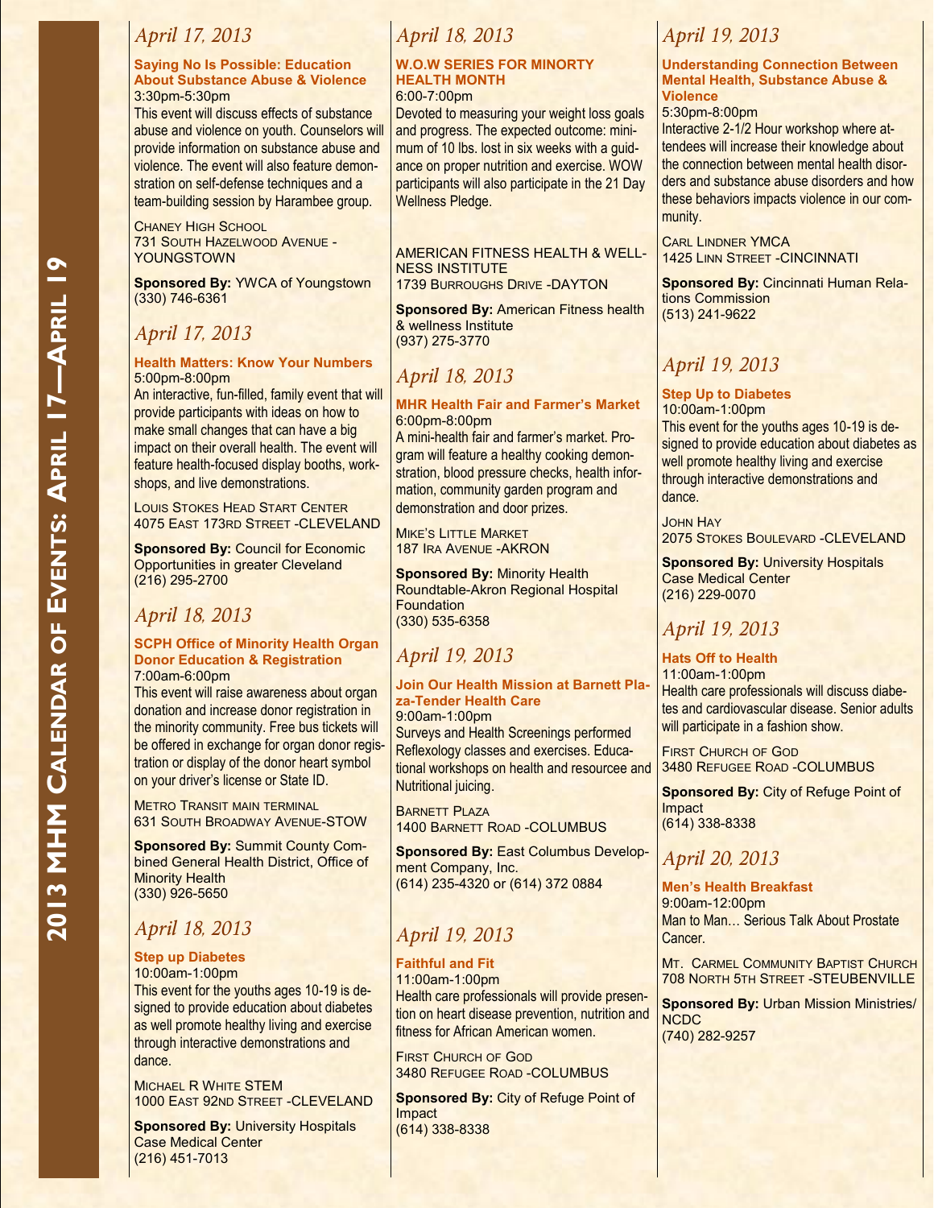# 2013 MHM Calendar of Events: April 17—April 19

## *April 17, 2013*

**Saying No Is Possible: Education About Substance Abuse & Violence**
3:30pm-5:30pm
This event will discuss effects of substance abuse and violence on youth. Counselors will provide information on substance abuse and violence. The event will also feature demonstration on self-defense techniques and a team-building session by Harambee group.

Chaney High School
731 South Hazelwood Avenue - YOUNGSTOWN

**Sponsored By:** YWCA of Youngstown
(330) 746-6361

## *April 17, 2013*

**Health Matters: Know Your Numbers**
5:00pm-8:00pm
An interactive, fun-filled, family event that will provide participants with ideas on how to make small changes that can have a big impact on their overall health. The event will feature health-focused display booths, workshops, and live demonstrations.

Louis Stokes Head Start Center
4075 East 173rd Street -CLEVELAND

**Sponsored By:** Council for Economic Opportunities in greater Cleveland
(216) 295-2700

## *April 18, 2013*

**SCPH Office of Minority Health Organ Donor Education & Registration**
7:00am-6:00pm
This event will raise awareness about organ donation and increase donor registration in the minority community. Free bus tickets will be offered in exchange for organ donor registration or display of the donor heart symbol on your driver's license or State ID.

Metro Transit main terminal
631 South Broadway Avenue-STOW

**Sponsored By:** Summit County Combined General Health District, Office of Minority Health
(330) 926-5650

## *April 18, 2013*

**Step up Diabetes**
10:00am-1:00pm
This event for the youths ages 10-19 is designed to provide education about diabetes as well promote healthy living and exercise through interactive demonstrations and dance.

Michael R White STEM
1000 East 92nd Street -CLEVELAND

**Sponsored By:** University Hospitals Case Medical Center
(216) 451-7013

## *April 18, 2013*

**W.O.W SERIES FOR MINORTY HEALTH MONTH**
6:00-7:00pm
Devoted to measuring your weight loss goals and progress. The expected outcome: minimum of 10 lbs. lost in six weeks with a guidance on proper nutrition and exercise. WOW participants will also participate in the 21 Day Wellness Pledge.

AMERICAN FITNESS HEALTH & WELLNESS INSTITUTE
1739 Burroughs Drive -DAYTON

**Sponsored By:** American Fitness health & wellness Institute
(937) 275-3770

## *April 18, 2013*

**MHR Health Fair and Farmer's Market**
6:00pm-8:00pm
A mini-health fair and farmer's market. Program will feature a healthy cooking demonstration, blood pressure checks, health information, community garden program and demonstration and door prizes.

Mike's Little Market
187 Ira Avenue -AKRON

**Sponsored By:** Minority Health Roundtable-Akron Regional Hospital Foundation
(330) 535-6358

## *April 19, 2013*

**Join Our Health Mission at Barnett Plaza-Tender Health Care**
9:00am-1:00pm
Surveys and Health Screenings performed Reflexology classes and exercises. Educational workshops on health and resourcee and Nutritional juicing.

Barnett Plaza
1400 Barnett Road -COLUMBUS

**Sponsored By:** East Columbus Development Company, Inc.
(614) 235-4320 or (614) 372 0884

## *April 19, 2013*

**Faithful and Fit**
11:00am-1:00pm
Health care professionals will provide presention on heart disease prevention, nutrition and fitness for African American women.

First Church of God
3480 Refugee Road -COLUMBUS

**Sponsored By:** City of Refuge Point of Impact
(614) 338-8338

## *April 19, 2013*

**Understanding Connection Between Mental Health, Substance Abuse & Violence**
5:30pm-8:00pm
Interactive 2-1/2 Hour workshop where attendees will increase their knowledge about the connection between mental health disorders and substance abuse disorders and how these behaviors impacts violence in our community.

Carl Lindner YMCA
1425 Linn Street -CINCINNATI

**Sponsored By:** Cincinnati Human Relations Commission
(513) 241-9622

## *April 19, 2013*

**Step Up to Diabetes**
10:00am-1:00pm
This event for the youths ages 10-19 is designed to provide education about diabetes as well promote healthy living and exercise through interactive demonstrations and dance.

John Hay
2075 Stokes Boulevard -CLEVELAND

**Sponsored By:** University Hospitals Case Medical Center
(216) 229-0070

## *April 19, 2013*

**Hats Off to Health**
11:00am-1:00pm
Health care professionals will discuss diabetes and cardiovascular disease. Senior adults will participate in a fashion show.

First Church of God
3480 Refugee Road -COLUMBUS

**Sponsored By:** City of Refuge Point of Impact
(614) 338-8338

## *April 20, 2013*

**Men's Health Breakfast**
9:00am-12:00pm
Man to Man… Serious Talk About Prostate Cancer.

Mt. Carmel Community Baptist Church
708 North 5th Street -STEUBENVILLE

**Sponsored By:** Urban Mission Ministries/ NCDC
(740) 282-9257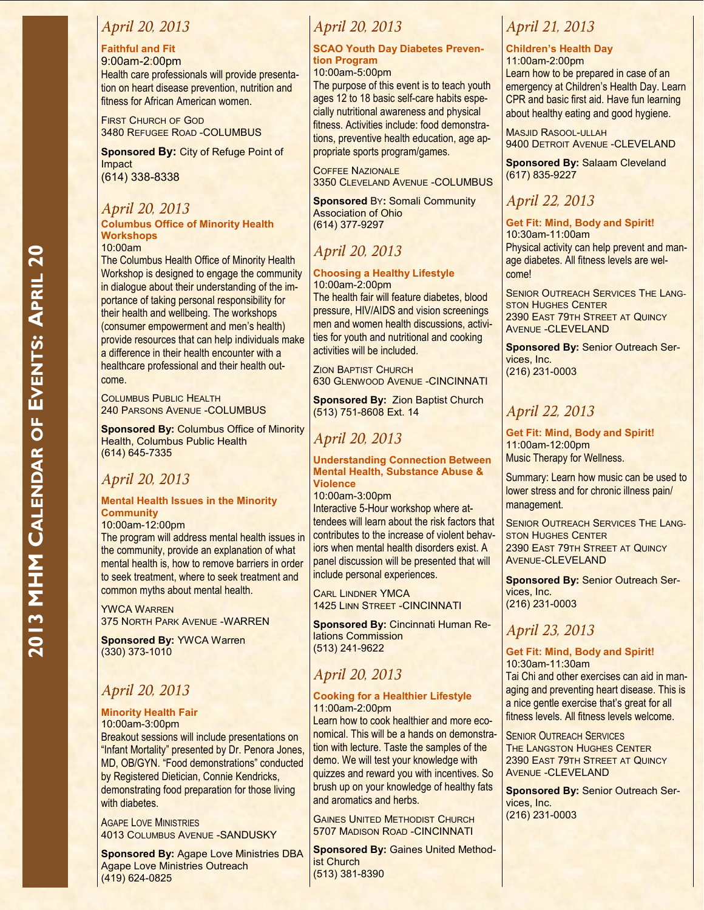# 2013 MHM Calendar of Events: April 20

## *April 20, 2013*

### Faithful and Fit

9:00am-2:00pm

Health care professionals will provide presentation on heart disease prevention, nutrition and fitness for African American women.

First Church of God
3480 Refugee Road -COLUMBUS

**Sponsored By:** City of Refuge Point of Impact
(614) 338-8338

## *April 20, 2013*

### Columbus Office of Minority Health Workshops

10:00am

The Columbus Health Office of Minority Health Workshop is designed to engage the community in dialogue about their understanding of the importance of taking personal responsibility for their health and wellbeing. The workshops (consumer empowerment and men's health) provide resources that can help individuals make a difference in their health encounter with a healthcare professional and their health outcome.

Columbus Public Health
240 Parsons Avenue -COLUMBUS

**Sponsored By:** Columbus Office of Minority Health, Columbus Public Health
(614) 645-7335

## *April 20, 2013*

### Mental Health Issues in the Minority Community

10:00am-12:00pm

The program will address mental health issues in the community, provide an explanation of what mental health is, how to remove barriers in order to seek treatment, where to seek treatment and common myths about mental health.

YWCA Warren
375 North Park Avenue -WARREN

**Sponsored By:** YWCA Warren
(330) 373-1010

## *April 20, 2013*

### Minority Health Fair

10:00am-3:00pm

Breakout sessions will include presentations on "Infant Mortality" presented by Dr. Penora Jones, MD, OB/GYN. "Food demonstrations" conducted by Registered Dietician, Connie Kendricks, demonstrating food preparation for those living with diabetes.

Agape Love Ministries
4013 Columbus Avenue -SANDUSKY

**Sponsored By:** Agape Love Ministries DBA Agape Love Ministries Outreach
(419) 624-0825

## *April 20, 2013*

### SCAO Youth Day Diabetes Prevention Program

10:00am-5:00pm

The purpose of this event is to teach youth ages 12 to 18 basic self-care habits especially nutritional awareness and physical fitness. Activities include: food demonstrations, preventive health education, age appropriate sports program/games.

Coffee Nazionale
3350 Cleveland Avenue -COLUMBUS

**Sponsored By:** Somali Community Association of Ohio
(614) 377-9297

## *April 20, 2013*

### Choosing a Healthy Lifestyle

10:00am-2:00pm

The health fair will feature diabetes, blood pressure, HIV/AIDS and vision screenings men and women health discussions, activities for youth and nutritional and cooking activities will be included.

Zion Baptist Church
630 Glenwood Avenue -CINCINNATI

**Sponsored By:** Zion Baptist Church
(513) 751-8608 Ext. 14

## *April 20, 2013*

### Understanding Connection Between Mental Health, Substance Abuse & Violence

10:00am-3:00pm

Interactive 5-Hour workshop where attendees will learn about the risk factors that contributes to the increase of violent behaviors when mental health disorders exist. A panel discussion will be presented that will include personal experiences.

Carl Lindner YMCA
1425 Linn Street -CINCINNATI

**Sponsored By:** Cincinnati Human Relations Commission
(513) 241-9622

## *April 20, 2013*

### Cooking for a Healthier Lifestyle

11:00am-2:00pm

Learn how to cook healthier and more economical. This will be a hands on demonstration with lecture. Taste the samples of the demo. We will test your knowledge with quizzes and reward you with incentives. So brush up on your knowledge of healthy fats and aromatics and herbs.

Gaines United Methodist Church
5707 Madison Road -CINCINNATI

**Sponsored By:** Gaines United Methodist Church
(513) 381-8390

## *April 21, 2013*

### Children's Health Day

11:00am-2:00pm

Learn how to be prepared in case of an emergency at Children's Health Day. Learn CPR and basic first aid. Have fun learning about healthy eating and good hygiene.

Masjid Rasool-ullah
9400 Detroit Avenue -CLEVELAND

**Sponsored By:** Salaam Cleveland
(617) 835-9227

## *April 22, 2013*

### Get Fit: Mind, Body and Spirit!

10:30am-11:00am

Physical activity can help prevent and manage diabetes. All fitness levels are welcome!

Senior Outreach Services The Langston Hughes Center
2390 East 79th Street at Quincy Avenue -CLEVELAND

**Sponsored By:** Senior Outreach Services, Inc.
(216) 231-0003

## *April 22, 2013*

### Get Fit: Mind, Body and Spirit!

11:00am-12:00pm

Music Therapy for Wellness.

Summary: Learn how music can be used to lower stress and for chronic illness pain/management.

Senior Outreach Services The Langston Hughes Center
2390 East 79th Street at Quincy Avenue-CLEVELAND

**Sponsored By:** Senior Outreach Services, Inc.
(216) 231-0003

## *April 23, 2013*

### Get Fit: Mind, Body and Spirit!

10:30am-11:30am

Tai Chi and other exercises can aid in managing and preventing heart disease. This is a nice gentle exercise that's great for all fitness levels. All fitness levels welcome.

Senior Outreach Services
The Langston Hughes Center
2390 East 79th Street at Quincy Avenue -CLEVELAND

**Sponsored By:** Senior Outreach Services, Inc.
(216) 231-0003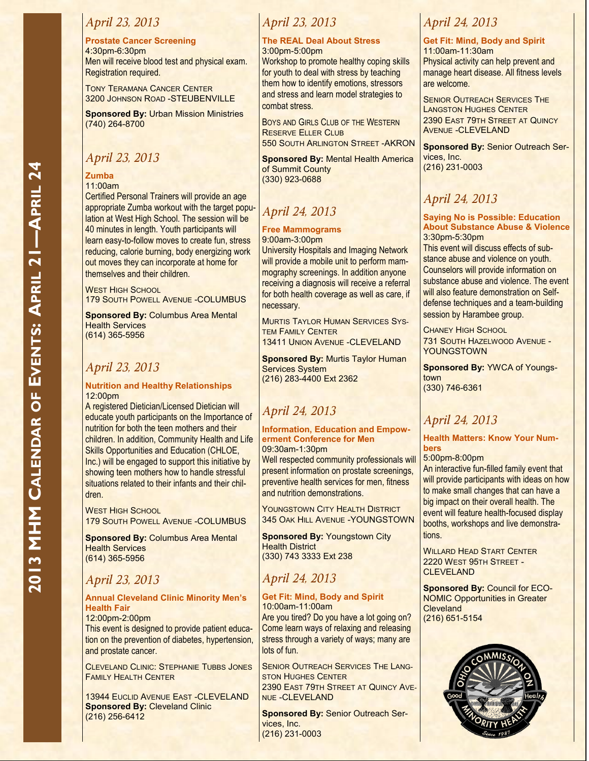# 2013 MHM Calendar of Events: April 21—April 24

## *April 23, 2013*

### Prostate Cancer Screening

4:30pm-6:30pm

Men will receive blood test and physical exam. Registration required.

Tony Teramana Cancer Center
3200 Johnson Road -STEUBENVILLE

**Sponsored By:** Urban Mission Ministries
(740) 264-8700

## *April 23, 2013*

### Zumba

11:00am

Certified Personal Trainers will provide an age appropriate Zumba workout with the target population at West High School. The session will be 40 minutes in length. Youth participants will learn easy-to-follow moves to create fun, stress reducing, calorie burning, body energizing work out moves they can incorporate at home for themselves and their children.

West High School
179 South Powell Avenue -COLUMBUS

**Sponsored By:** Columbus Area Mental Health Services
(614) 365-5956

## *April 23, 2013*

### Nutrition and Healthy Relationships

12:00pm

A registered Dietician/Licensed Dietician will educate youth participants on the Importance of nutrition for both the teen mothers and their children. In addition, Community Health and Life Skills Opportunities and Education (CHLOE, Inc.) will be engaged to support this initiative by showing teen mothers how to handle stressful situations related to their infants and their children.

West High School
179 South Powell Avenue -COLUMBUS

**Sponsored By:** Columbus Area Mental Health Services
(614) 365-5956

## *April 23, 2013*

### Annual Cleveland Clinic Minority Men's Health Fair

12:00pm-2:00pm

This event is designed to provide patient education on the prevention of diabetes, hypertension, and prostate cancer.

Cleveland Clinic: Stephanie Tubbs Jones Family Health Center

13944 Euclid Avenue East -CLEVELAND
**Sponsored By:** Cleveland Clinic
(216) 256-6412

## *April 23, 2013*

### The REAL Deal About Stress

3:00pm-5:00pm

Workshop to promote healthy coping skills for youth to deal with stress by teaching them how to identify emotions, stressors and stress and learn model strategies to combat stress.

Boys and Girls Club of the Western Reserve Eller Club
550 South Arlington Street -AKRON

**Sponsored By:** Mental Health America of Summit County
(330) 923-0688

## *April 24, 2013*

### Free Mammograms

9:00am-3:00pm

University Hospitals and Imaging Network will provide a mobile unit to perform mammography screenings. In addition anyone receiving a diagnosis will receive a referral for both health coverage as well as care, if necessary.

Murtis Taylor Human Services System Family Center
13411 Union Avenue -CLEVELAND

**Sponsored By:** Murtis Taylor Human Services System
(216) 283-4400 Ext 2362

## *April 24, 2013*

### Information, Education and Empowerment Conference for Men

09:30am-1:30pm

Well respected community professionals will present information on prostate screenings, preventive health services for men, fitness and nutrition demonstrations.

Youngstown City Health District
345 Oak Hill Avenue -YOUNGSTOWN

**Sponsored By:** Youngstown City Health District
(330) 743 3333 Ext 238

## *April 24, 2013*

### Get Fit: Mind, Body and Spirit

10:00am-11:00am

Are you tired? Do you have a lot going on? Come learn ways of relaxing and releasing stress through a variety of ways; many are lots of fun.

Senior Outreach Services The Langston Hughes Center
2390 East 79th Street at Quincy Avenue -CLEVELAND

**Sponsored By:** Senior Outreach Services, Inc.
(216) 231-0003

## *April 24, 2013*

### Get Fit: Mind, Body and Spirit

11:00am-11:30am

Physical activity can help prevent and manage heart disease. All fitness levels are welcome.

Senior Outreach Services The Langston Hughes Center
2390 East 79th Street at Quincy Avenue -CLEVELAND

**Sponsored By:** Senior Outreach Services, Inc.
(216) 231-0003

## *April 24, 2013*

### Saying No is Possible: Education About Substance Abuse & Violence

3:30pm-5:30pm

This event will discuss effects of substance abuse and violence on youth. Counselors will provide information on substance abuse and violence. The event will also feature demonstration on Self-defense techniques and a team-building session by Harambee group.

Chaney High School
731 South Hazelwood Avenue -YOUNGSTOWN

**Sponsored By:** YWCA of Youngstown
(330) 746-6361

## *April 24, 2013*

### Health Matters: Know Your Numbers

5:00pm-8:00pm

An interactive fun-filled family event that will provide participants with ideas on how to make small changes that can have a big impact on their overall health. The event will feature health-focused display booths, workshops and live demonstrations.

Willard Head Start Center
2220 West 95th Street -CLEVELAND

**Sponsored By:** Council for ECONOMIC Opportunities in Greater Cleveland
(216) 651-5154

Ohio Commission on Minority Health — Good Health — Since 1987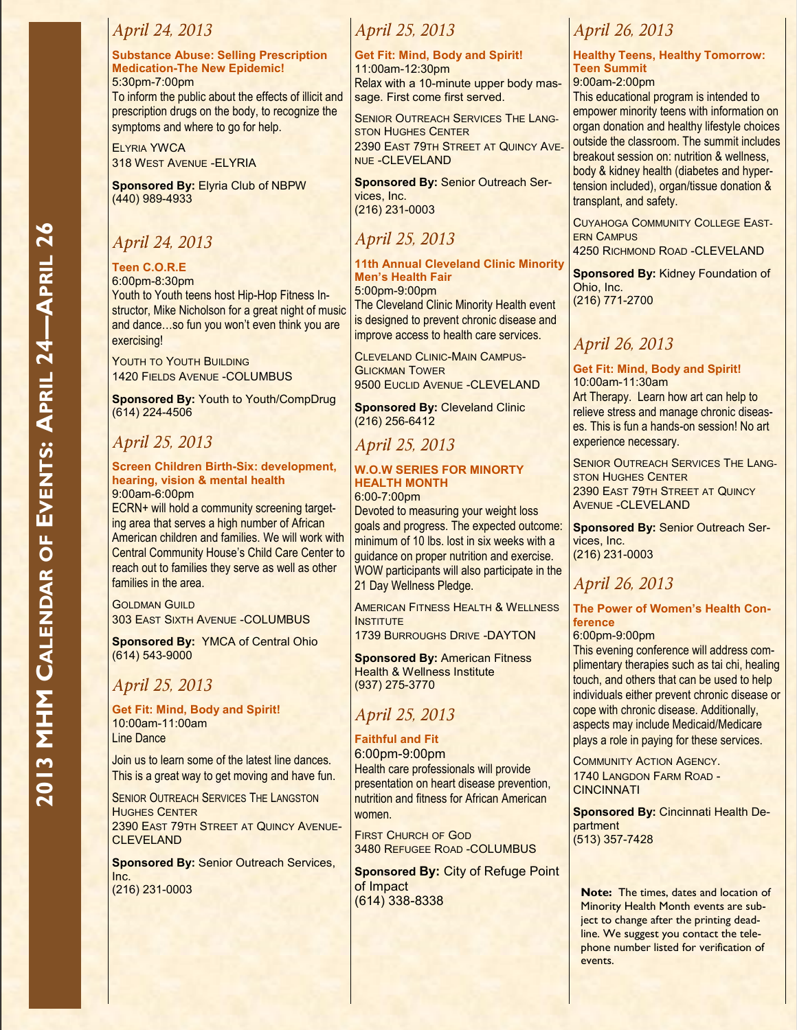# 2013 MHM Calendar of Events: April 24—April 26

## *April 24, 2013*

### Substance Abuse: Selling Prescription Medication-The New Epidemic!

5:30pm-7:00pm

To inform the public about the effects of illicit and prescription drugs on the body, to recognize the symptoms and where to go for help.

Elyria YWCA
318 West Avenue -ELYRIA

**Sponsored By:** Elyria Club of NBPW
(440) 989-4933

## *April 24, 2013*

### Teen C.O.R.E

6:00pm-8:30pm

Youth to Youth teens host Hip-Hop Fitness Instructor, Mike Nicholson for a great night of music and dance…so fun you won't even think you are exercising!

Youth to Youth Building
1420 Fields Avenue -COLUMBUS

**Sponsored By:** Youth to Youth/CompDrug
(614) 224-4506

## *April 25, 2013*

### Screen Children Birth-Six: development, hearing, vision & mental health

9:00am-6:00pm

ECRN+ will hold a community screening targeting area that serves a high number of African American children and families. We will work with Central Community House's Child Care Center to reach out to families they serve as well as other families in the area.

Goldman Guild
303 East Sixth Avenue -COLUMBUS

**Sponsored By:** YMCA of Central Ohio
(614) 543-9000

## *April 25, 2013*

### Get Fit: Mind, Body and Spirit!

10:00am-11:00am

Line Dance

Join us to learn some of the latest line dances. This is a great way to get moving and have fun.

Senior Outreach Services The Langston Hughes Center
2390 East 79th Street at Quincy Avenue-CLEVELAND

**Sponsored By:** Senior Outreach Services, Inc.
(216) 231-0003

## *April 25, 2013*

### Get Fit: Mind, Body and Spirit!

11:00am-12:30pm

Relax with a 10-minute upper body massage. First come first served.

Senior Outreach Services The Langston Hughes Center
2390 East 79th Street at Quincy Avenue -CLEVELAND

**Sponsored By:** Senior Outreach Services, Inc.
(216) 231-0003

## *April 25, 2013*

### 11th Annual Cleveland Clinic Minority Men's Health Fair

5:00pm-9:00pm

The Cleveland Clinic Minority Health event is designed to prevent chronic disease and improve access to health care services.

Cleveland Clinic-Main Campus-Glickman Tower
9500 Euclid Avenue -CLEVELAND

**Sponsored By:** Cleveland Clinic
(216) 256-6412

## *April 25, 2013*

### W.O.W SERIES FOR MINORTY HEALTH MONTH

6:00-7:00pm

Devoted to measuring your weight loss goals and progress. The expected outcome: minimum of 10 lbs. lost in six weeks with a guidance on proper nutrition and exercise. WOW participants will also participate in the 21 Day Wellness Pledge.

American Fitness Health & Wellness Institute
1739 Burroughs Drive -DAYTON

**Sponsored By:** American Fitness Health & Wellness Institute
(937) 275-3770

## *April 25, 2013*

### Faithful and Fit

6:00pm-9:00pm

Health care professionals will provide presentation on heart disease prevention, nutrition and fitness for African American women.

First Church of God
3480 Refugee Road -COLUMBUS

**Sponsored By:** City of Refuge Point of Impact
(614) 338-8338

## *April 26, 2013*

### Healthy Teens, Healthy Tomorrow: Teen Summit

9:00am-2:00pm

This educational program is intended to empower minority teens with information on organ donation and healthy lifestyle choices outside the classroom. The summit includes breakout session on: nutrition & wellness, body & kidney health (diabetes and hypertension included), organ/tissue donation & transplant, and safety.

Cuyahoga Community College Eastern Campus
4250 Richmond Road -CLEVELAND

**Sponsored By:** Kidney Foundation of Ohio, Inc.
(216) 771-2700

## *April 26, 2013*

### Get Fit: Mind, Body and Spirit!

10:00am-11:30am

Art Therapy. Learn how art can help to relieve stress and manage chronic diseases. This is fun a hands-on session! No art experience necessary.

Senior Outreach Services The Langston Hughes Center
2390 East 79th Street at Quincy Avenue -CLEVELAND

**Sponsored By:** Senior Outreach Services, Inc.
(216) 231-0003

## *April 26, 2013*

### The Power of Women's Health Conference

6:00pm-9:00pm

This evening conference will address complimentary therapies such as tai chi, healing touch, and others that can be used to help individuals either prevent chronic disease or cope with chronic disease. Additionally, aspects may include Medicaid/Medicare plays a role in paying for these services.

Community Action Agency.
1740 Langdon Farm Road -CINCINNATI

**Sponsored By:** Cincinnati Health Department
(513) 357-7428

**Note:** The times, dates and location of Minority Health Month events are subject to change after the printing deadline. We suggest you contact the telephone number listed for verification of events.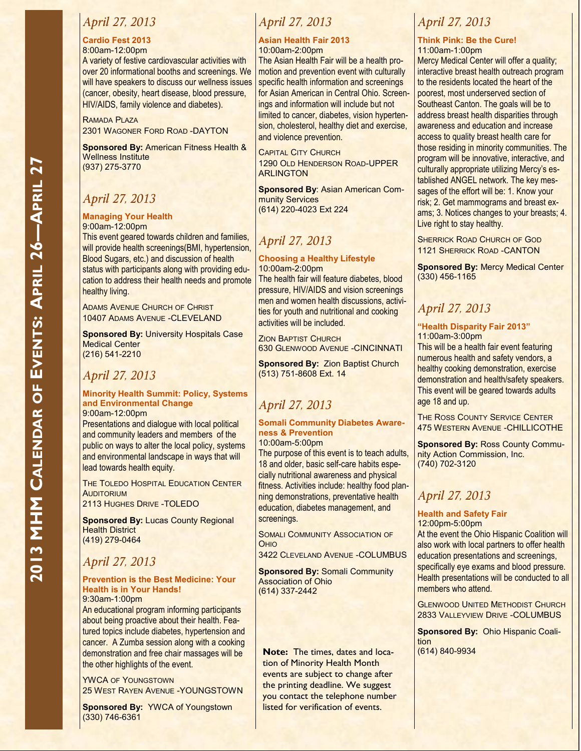## April 27, 2013

### Cardio Fest 2013

8:00am-12:00pm

A variety of festive cardiovascular activities with over 20 informational booths and screenings. We will have speakers to discuss our wellness issues (cancer, obesity, heart disease, blood pressure, HIV/AIDS, family violence and diabetes).

RAMADA PLAZA
2301 WAGONER FORD ROAD -DAYTON

**Sponsored By:** American Fitness Health & Wellness Institute
(937) 275-3770

## April 27, 2013

### Managing Your Health

9:00am-12:00pm

This event geared towards children and families, will provide health screenings(BMI, hypertension, Blood Sugars, etc.) and discussion of health status with participants along with providing education to address their health needs and promote healthy living.

ADAMS AVENUE CHURCH OF CHRIST
10407 ADAMS AVENUE -CLEVELAND

**Sponsored By:** University Hospitals Case Medical Center
(216) 541-2210

## April 27, 2013

### Minority Health Summit: Policy, Systems and Environmental Change

9:00am-12:00pm

Presentations and dialogue with local political and community leaders and members of the public on ways to alter the local policy, systems and environmental landscape in ways that will lead towards health equity.

THE TOLEDO HOSPITAL EDUCATION CENTER AUDITORIUM
2113 HUGHES DRIVE -TOLEDO

**Sponsored By:** Lucas County Regional Health District
(419) 279-0464

## April 27, 2013

### Prevention is the Best Medicine: Your Health is in Your Hands!

9:30am-1:00pm

An educational program informing participants about being proactive about their health. Featured topics include diabetes, hypertension and cancer. A Zumba session along with a cooking demonstration and free chair massages will be the other highlights of the event.

YWCA OF YOUNGSTOWN
25 WEST RAYEN AVENUE -YOUNGSTOWN

**Sponsored By:** YWCA of Youngstown
(330) 746-6361

## April 27, 2013

### Asian Health Fair 2013

10:00am-2:00pm

The Asian Health Fair will be a health promotion and prevention event with culturally specific health information and screenings for Asian American in Central Ohio. Screenings and information will include but not limited to cancer, diabetes, vision hypertension, cholesterol, healthy diet and exercise, and violence prevention.

CAPITAL CITY CHURCH
1290 OLD HENDERSON ROAD-UPPER ARLINGTON

**Sponsored By**: Asian American Community Services
(614) 220-4023 Ext 224

## April 27, 2013

### Choosing a Healthy Lifestyle

10:00am-2:00pm

The health fair will feature diabetes, blood pressure, HIV/AIDS and vision screenings men and women health discussions, activities for youth and nutritional and cooking activities will be included.

ZION BAPTIST CHURCH
630 GLENWOOD AVENUE -CINCINNATI

**Sponsored By:** Zion Baptist Church
(513) 751-8608 Ext. 14

## April 27, 2013

### Somali Community Diabetes Awareness & Prevention

10:00am-5:00pm

The purpose of this event is to teach adults, 18 and older, basic self-care habits especially nutritional awareness and physical fitness. Activities include: healthy food planning demonstrations, preventative health education, diabetes management, and screenings.

SOMALI COMMUNITY ASSOCIATION OF OHIO
3422 CLEVELAND AVENUE -COLUMBUS

**Sponsored By:** Somali Community Association of Ohio
(614) 337-2442

**Note:** The times, dates and location of Minority Health Month events are subject to change after the printing deadline. We suggest you contact the telephone number listed for verification of events.

## April 27, 2013

### Think Pink: Be the Cure!

11:00am-1:00pm

Mercy Medical Center will offer a quality; interactive breast health outreach program to the residents located the heart of the poorest, most underserved section of Southeast Canton. The goals will be to address breast health disparities through awareness and education and increase access to quality breast health care for those residing in minority communities. The program will be innovative, interactive, and culturally appropriate utilizing Mercy's established ANGEL network. The key messages of the effort will be: 1. Know your risk; 2. Get mammograms and breast exams; 3. Notices changes to your breasts; 4. Live right to stay healthy.

SHERRICK ROAD CHURCH OF GOD
1121 SHERRICK ROAD -CANTON

**Sponsored By:** Mercy Medical Center
(330) 456-1165

## April 27, 2013

### "Health Disparity Fair 2013"

11:00am-3:00pm

This will be a health fair event featuring numerous health and safety vendors, a healthy cooking demonstration, exercise demonstration and health/safety speakers. This event will be geared towards adults age 18 and up.

THE ROSS COUNTY SERVICE CENTER
475 WESTERN AVENUE -CHILLICOTHE

**Sponsored By:** Ross County Community Action Commission, Inc.
(740) 702-3120

## April 27, 2013

### Health and Safety Fair

12:00pm-5:00pm

At the event the Ohio Hispanic Coalition will also work with local partners to offer health education presentations and screenings, specifically eye exams and blood pressure. Health presentations will be conducted to all members who attend.

GLENWOOD UNITED METHODIST CHURCH
2833 VALLEYVIEW DRIVE -COLUMBUS

**Sponsored By:** Ohio Hispanic Coalition
(614) 840-9934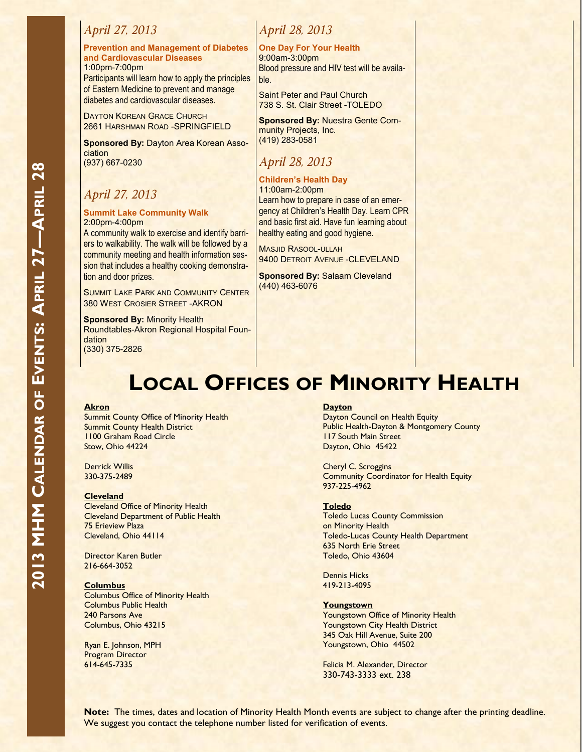### *April 27, 2013*

**Prevention and Management of Diabetes and Cardiovascular Diseases**
1:00pm-7:00pm
Participants will learn how to apply the principles of Eastern Medicine to prevent and manage diabetes and cardiovascular diseases.

DAYTON KOREAN GRACE CHURCH
2661 HARSHMAN ROAD -SPRINGFIELD

**Sponsored By:** Dayton Area Korean Association
(937) 667-0230

### *April 27, 2013*

**Summit Lake Community Walk**
2:00pm-4:00pm
A community walk to exercise and identify barriers to walkability. The walk will be followed by a community meeting and health information session that includes a healthy cooking demonstration and door prizes.

SUMMIT LAKE PARK AND COMMUNITY CENTER
380 WEST CROSIER STREET -AKRON

**Sponsored By:** Minority Health Roundtables-Akron Regional Hospital Foundation
(330) 375-2826

### *April 28, 2013*

**One Day For Your Health**
9:00am-3:00pm
Blood pressure and HIV test will be available.

Saint Peter and Paul Church
738 S. St. Clair Street -TOLEDO

**Sponsored By:** Nuestra Gente Community Projects, Inc.
(419) 283-0581

### *April 28, 2013*

**Children's Health Day**
11:00am-2:00pm
Learn how to prepare in case of an emergency at Children's Health Day. Learn CPR and basic first aid. Have fun learning about healthy eating and good hygiene.

MASJID RASOOL-ULLAH
9400 DETROIT AVENUE -CLEVELAND

**Sponsored By:** Salaam Cleveland
(440) 463-6076

# LOCAL OFFICES OF MINORITY HEALTH

**Akron**
Summit County Office of Minority Health
Summit County Health District
1100 Graham Road Circle
Stow, Ohio 44224

Derrick Willis
330-375-2489

**Cleveland**
Cleveland Office of Minority Health
Cleveland Department of Public Health
75 Erieview Plaza
Cleveland, Ohio 44114

Director Karen Butler
216-664-3052

**Columbus**
Columbus Office of Minority Health
Columbus Public Health
240 Parsons Ave
Columbus, Ohio 43215

Ryan E. Johnson, MPH
Program Director
614-645-7335

**Dayton**
Dayton Council on Health Equity
Public Health-Dayton & Montgomery County
117 South Main Street
Dayton, Ohio 45422

Cheryl C. Scroggins
Community Coordinator for Health Equity
937-225-4962

**Toledo**
Toledo Lucas County Commission on Minority Health
Toledo-Lucas County Health Department
635 North Erie Street
Toledo, Ohio 43604

Dennis Hicks
419-213-4095

**Youngstown**
Youngstown Office of Minority Health
Youngstown City Health District
345 Oak Hill Avenue, Suite 200
Youngstown, Ohio 44502

Felicia M. Alexander, Director
330-743-3333 ext. 238

**Note:** The times, dates and location of Minority Health Month events are subject to change after the printing deadline. We suggest you contact the telephone number listed for verification of events.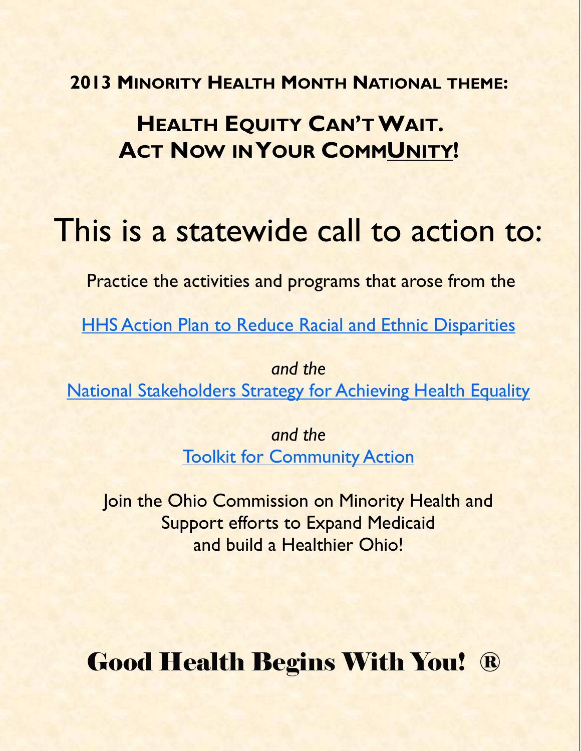**2013 Minority Health Month National theme:**

## Health Equity Can't Wait. Act Now in Your CommUnity!

# This is a statewide call to action to:

Practice the activities and programs that arose from the

HHS Action Plan to Reduce Racial and Ethnic Disparities

*and the*

National Stakeholders Strategy for Achieving Health Equality

*and the*

Toolkit for Community Action

Join the Ohio Commission on Minority Health and
Support efforts to Expand Medicaid
and build a Healthier Ohio!

# Good Health Begins With You! ®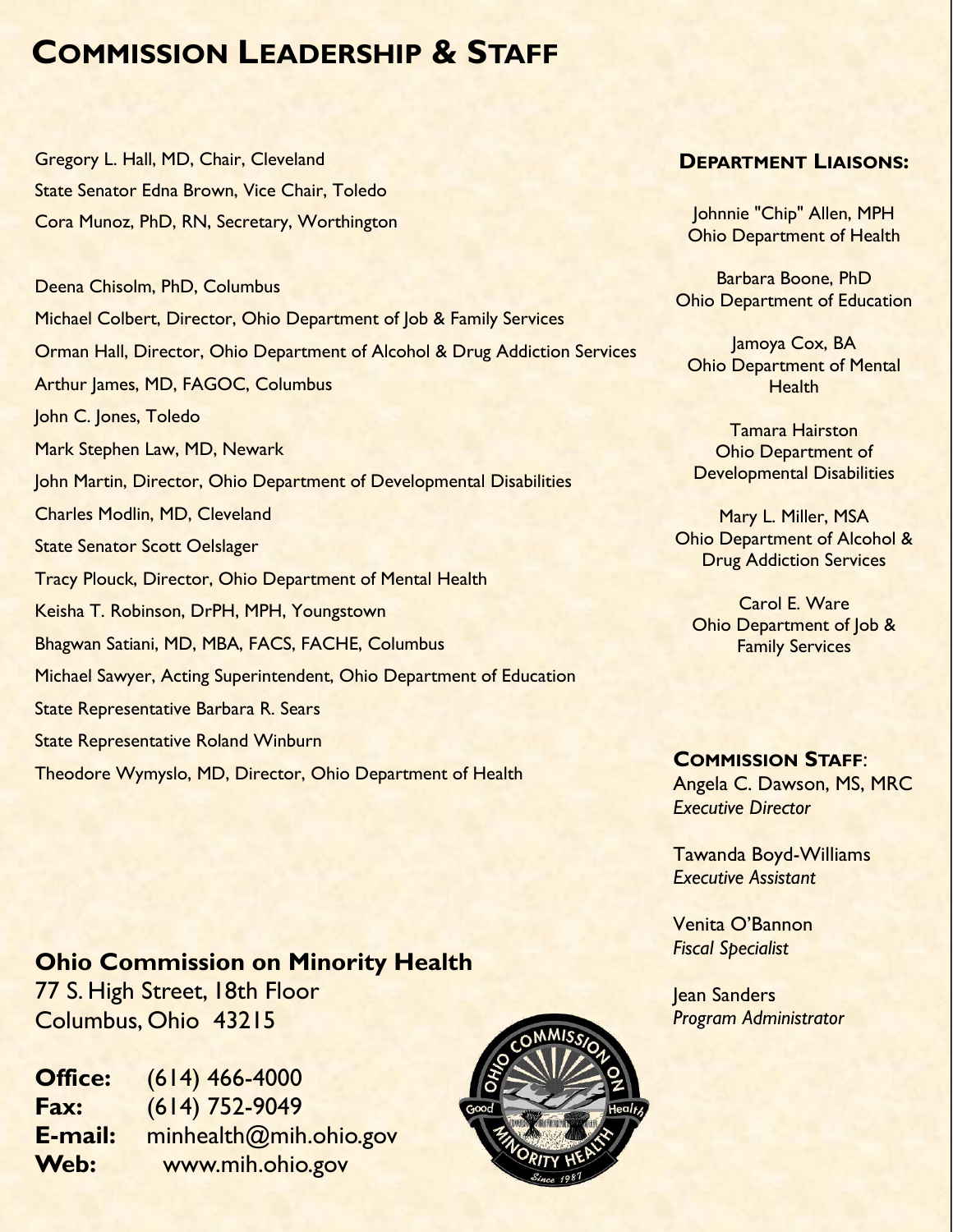# Commission Leadership & Staff

Gregory L. Hall, MD, Chair, Cleveland
State Senator Edna Brown, Vice Chair, Toledo
Cora Munoz, PhD, RN, Secretary, Worthington

Deena Chisolm, PhD, Columbus
Michael Colbert, Director, Ohio Department of Job & Family Services
Orman Hall, Director, Ohio Department of Alcohol & Drug Addiction Services
Arthur James, MD, FAGOC, Columbus
John C. Jones, Toledo
Mark Stephen Law, MD, Newark
John Martin, Director, Ohio Department of Developmental Disabilities
Charles Modlin, MD, Cleveland
State Senator Scott Oelslager
Tracy Plouck, Director, Ohio Department of Mental Health
Keisha T. Robinson, DrPH, MPH, Youngstown
Bhagwan Satiani, MD, MBA, FACS, FACHE, Columbus
Michael Sawyer, Acting Superintendent, Ohio Department of Education
State Representative Barbara R. Sears
State Representative Roland Winburn
Theodore Wymyslo, MD, Director, Ohio Department of Health

### Department Liaisons:

Johnnie "Chip" Allen, MPH
Ohio Department of Health

Barbara Boone, PhD
Ohio Department of Education

Jamoya Cox, BA
Ohio Department of Mental Health

Tamara Hairston
Ohio Department of Developmental Disabilities

Mary L. Miller, MSA
Ohio Department of Alcohol & Drug Addiction Services

Carol E. Ware
Ohio Department of Job & Family Services

### Commission Staff:

Angela C. Dawson, MS, MRC
*Executive Director*

Tawanda Boyd-Williams
*Executive Assistant*

Venita O'Bannon
*Fiscal Specialist*

Jean Sanders
*Program Administrator*

## Ohio Commission on Minority Health

77 S. High Street, 18th Floor
Columbus, Ohio 43215

**Office:** (614) 466-4000
**Fax:** (614) 752-9049
**E-mail:** minhealth@mih.ohio.gov
**Web:** www.mih.ohio.gov